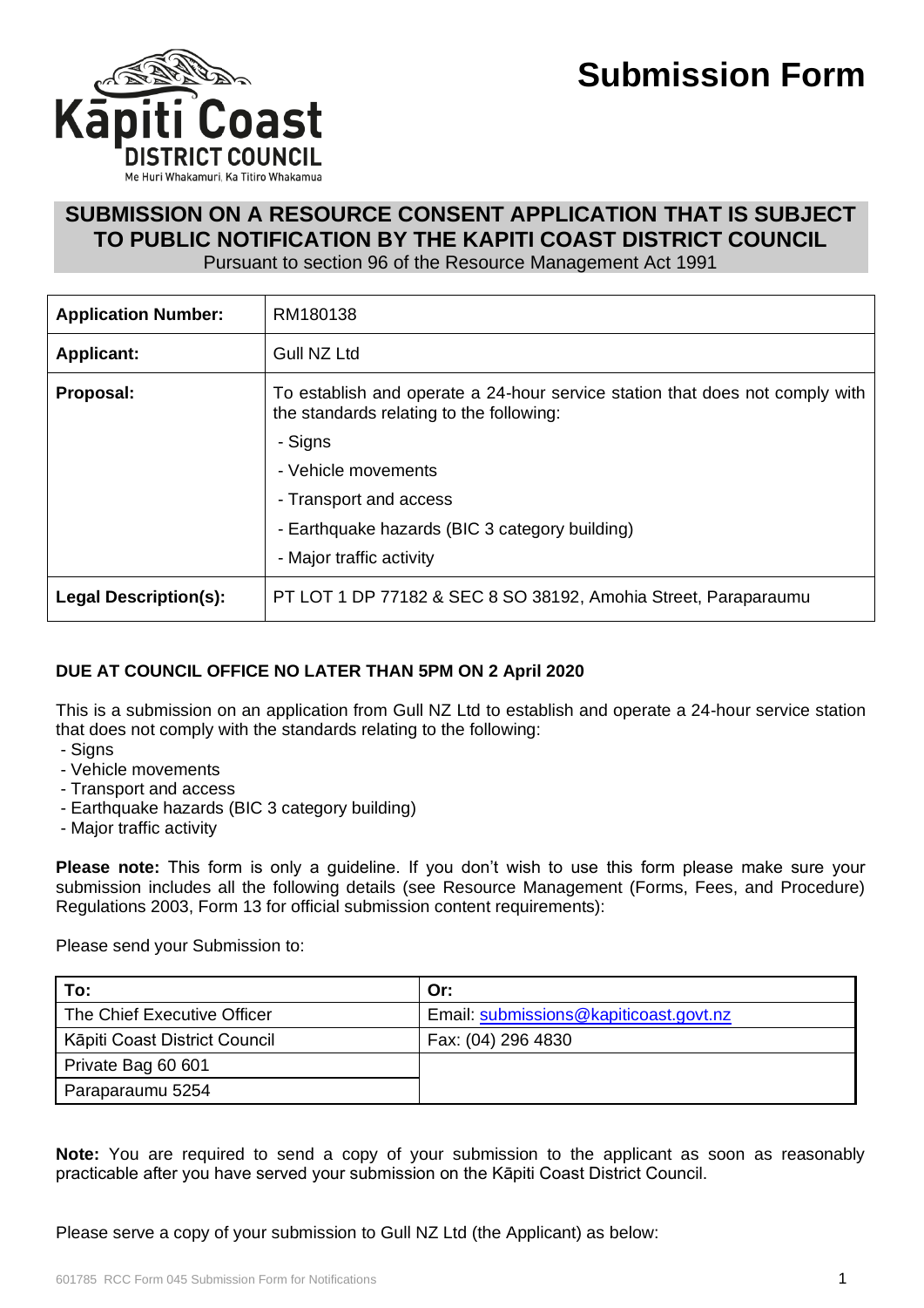Kāpiti Coast DISTRICT COUNCIL
Me Huri Whakamuri, Ka Titiro Whakamua

# Submission Form

## SUBMISSION ON A RESOURCE CONSENT APPLICATION THAT IS SUBJECT TO PUBLIC NOTIFICATION BY THE KAPITI COAST DISTRICT COUNCIL

Pursuant to section 96 of the Resource Management Act 1991

| | |
|---|---|
| **Application Number:** | RM180138 |
| **Applicant:** | Gull NZ Ltd |
| **Proposal:** | To establish and operate a 24-hour service station that does not comply with the standards relating to the following:<br>- Signs<br>- Vehicle movements<br>- Transport and access<br>- Earthquake hazards (BIC 3 category building)<br>- Major traffic activity |
| **Legal Description(s):** | PT LOT 1 DP 77182 & SEC 8 SO 38192, Amohia Street, Paraparaumu |

**DUE AT COUNCIL OFFICE NO LATER THAN 5PM ON 2 April 2020**

This is a submission on an application from Gull NZ Ltd to establish and operate a 24-hour service station that does not comply with the standards relating to the following:

- Signs
- Vehicle movements
- Transport and access
- Earthquake hazards (BIC 3 category building)
- Major traffic activity

**Please note:** This form is only a guideline. If you don't wish to use this form please make sure your submission includes all the following details (see Resource Management (Forms, Fees, and Procedure) Regulations 2003, Form 13 for official submission content requirements):

Please send your Submission to:

| To: | Or: |
|---|---|
| The Chief Executive Officer | Email: submissions@kapiticoast.govt.nz |
| Kāpiti Coast District Council | Fax: (04) 296 4830 |
| Private Bag 60 601 | |
| Paraparaumu 5254 | |

**Note:** You are required to send a copy of your submission to the applicant as soon as reasonably practicable after you have served your submission on the Kāpiti Coast District Council.

Please serve a copy of your submission to Gull NZ Ltd (the Applicant) as below: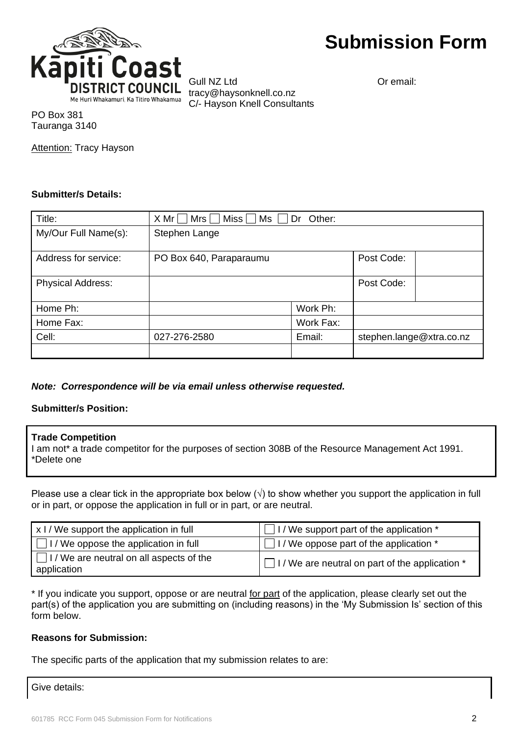# Submission Form

Kāpiti Coast DISTRICT COUNCIL
Me Huri Whakamuri, Ka Titiro Whakamua

Gull NZ Ltd
C/- Hayson Knell Consultants
PO Box 381
Tauranga 3140

Or email: tracy@haysonknell.co.nz

Attention: Tracy Hayson

**Submitter/s Details:**

| Title: | X Mr ☐ Mrs ☐ Miss ☐ Ms ☐ Dr Other: | | | |
|---|---|---|---|---|
| My/Our Full Name(s): | Stephen Lange | | | |
| Address for service: | PO Box 640, Paraparaumu | | Post Code: | |
| Physical Address: | | | Post Code: | |
| Home Ph: | | Work Ph: | | |
| Home Fax: | | Work Fax: | | |
| Cell: | 027-276-2580 | Email: | stephen.lange@xtra.co.nz | |
| | | | | |

***Note: Correspondence will be via email unless otherwise requested.***

**Submitter/s Position:**

**Trade Competition**
I am not* a trade competitor for the purposes of section 308B of the Resource Management Act 1991.
*Delete one

Please use a clear tick in the appropriate box below (√) to show whether you support the application in full or in part, or oppose the application in full or in part, or are neutral.

| | |
|---|---|
| x I / We support the application in full | ☐ I / We support part of the application * |
| ☐ I / We oppose the application in full | ☐ I / We oppose part of the application * |
| ☐ I / We are neutral on all aspects of the application | ☐ I / We are neutral on part of the application * |

* If you indicate you support, oppose or are neutral for part of the application, please clearly set out the part(s) of the application you are submitting on (including reasons) in the 'My Submission Is' section of this form below.

**Reasons for Submission:**

The specific parts of the application that my submission relates to are:

Give details: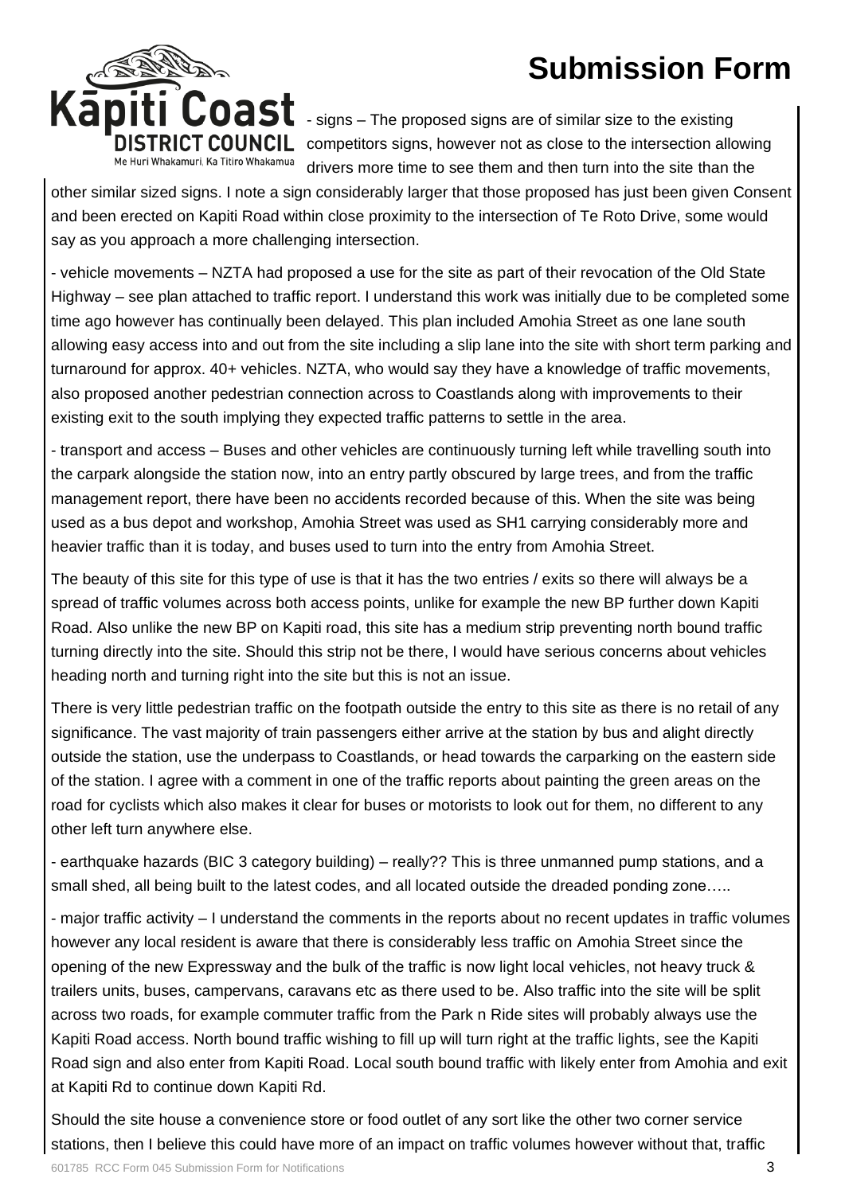# Submission Form

- signs – The proposed signs are of similar size to the existing competitors signs, however not as close to the intersection allowing drivers more time to see them and then turn into the site than the other similar sized signs. I note a sign considerably larger that those proposed has just been given Consent and been erected on Kapiti Road within close proximity to the intersection of Te Roto Drive, some would say as you approach a more challenging intersection.

- vehicle movements – NZTA had proposed a use for the site as part of their revocation of the Old State Highway – see plan attached to traffic report. I understand this work was initially due to be completed some time ago however has continually been delayed. This plan included Amohia Street as one lane south allowing easy access into and out from the site including a slip lane into the site with short term parking and turnaround for approx. 40+ vehicles. NZTA, who would say they have a knowledge of traffic movements, also proposed another pedestrian connection across to Coastlands along with improvements to their existing exit to the south implying they expected traffic patterns to settle in the area.

- transport and access – Buses and other vehicles are continuously turning left while travelling south into the carpark alongside the station now, into an entry partly obscured by large trees, and from the traffic management report, there have been no accidents recorded because of this. When the site was being used as a bus depot and workshop, Amohia Street was used as SH1 carrying considerably more and heavier traffic than it is today, and buses used to turn into the entry from Amohia Street.

The beauty of this site for this type of use is that it has the two entries / exits so there will always be a spread of traffic volumes across both access points, unlike for example the new BP further down Kapiti Road. Also unlike the new BP on Kapiti road, this site has a medium strip preventing north bound traffic turning directly into the site. Should this strip not be there, I would have serious concerns about vehicles heading north and turning right into the site but this is not an issue.

There is very little pedestrian traffic on the footpath outside the entry to this site as there is no retail of any significance. The vast majority of train passengers either arrive at the station by bus and alight directly outside the station, use the underpass to Coastlands, or head towards the carparking on the eastern side of the station. I agree with a comment in one of the traffic reports about painting the green areas on the road for cyclists which also makes it clear for buses or motorists to look out for them, no different to any other left turn anywhere else.

- earthquake hazards (BIC 3 category building) – really?? This is three unmanned pump stations, and a small shed, all being built to the latest codes, and all located outside the dreaded ponding zone…..

- major traffic activity – I understand the comments in the reports about no recent updates in traffic volumes however any local resident is aware that there is considerably less traffic on Amohia Street since the opening of the new Expressway and the bulk of the traffic is now light local vehicles, not heavy truck & trailers units, buses, campervans, caravans etc as there used to be. Also traffic into the site will be split across two roads, for example commuter traffic from the Park n Ride sites will probably always use the Kapiti Road access. North bound traffic wishing to fill up will turn right at the traffic lights, see the Kapiti Road sign and also enter from Kapiti Road. Local south bound traffic with likely enter from Amohia and exit at Kapiti Rd to continue down Kapiti Rd.

Should the site house a convenience store or food outlet of any sort like the other two corner service stations, then I believe this could have more of an impact on traffic volumes however without that, traffic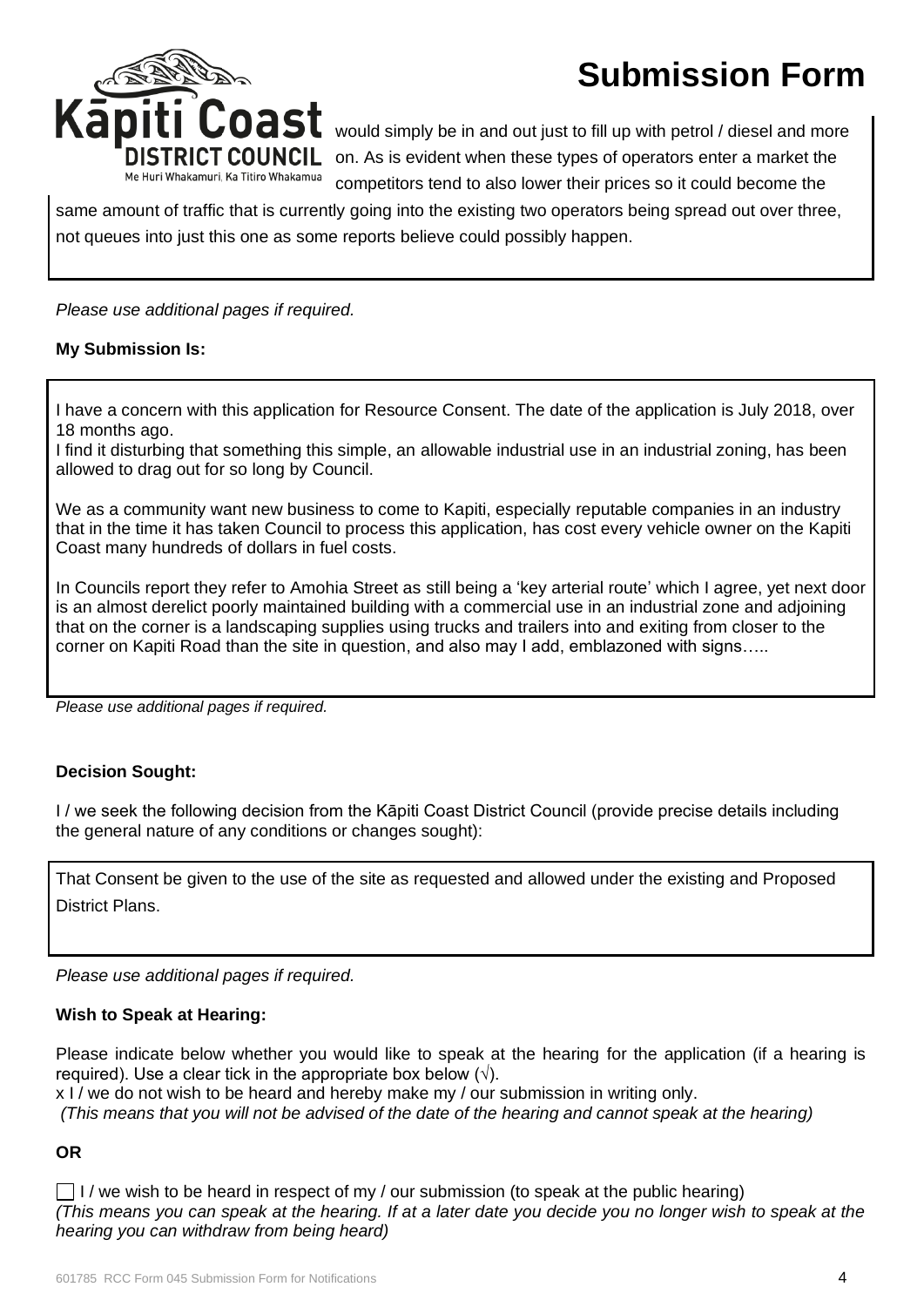# Submission Form

would simply be in and out just to fill up with petrol / diesel and more on. As is evident when these types of operators enter a market the competitors tend to also lower their prices so it could become the same amount of traffic that is currently going into the existing two operators being spread out over three, not queues into just this one as some reports believe could possibly happen.

*Please use additional pages if required.*

**My Submission Is:**

I have a concern with this application for Resource Consent. The date of the application is July 2018, over 18 months ago.
I find it disturbing that something this simple, an allowable industrial use in an industrial zoning, has been allowed to drag out for so long by Council.

We as a community want new business to come to Kapiti, especially reputable companies in an industry that in the time it has taken Council to process this application, has cost every vehicle owner on the Kapiti Coast many hundreds of dollars in fuel costs.

In Councils report they refer to Amohia Street as still being a 'key arterial route' which I agree, yet next door is an almost derelict poorly maintained building with a commercial use in an industrial zone and adjoining that on the corner is a landscaping supplies using trucks and trailers into and exiting from closer to the corner on Kapiti Road than the site in question, and also may I add, emblazoned with signs…..

*Please use additional pages if required.*

**Decision Sought:**

I / we seek the following decision from the Kāpiti Coast District Council (provide precise details including the general nature of any conditions or changes sought):

That Consent be given to the use of the site as requested and allowed under the existing and Proposed District Plans.

*Please use additional pages if required.*

**Wish to Speak at Hearing:**

Please indicate below whether you would like to speak at the hearing for the application (if a hearing is required). Use a clear tick in the appropriate box below (√).

x I / we do not wish to be heard and hereby make my / our submission in writing only.
*(This means that you will not be advised of the date of the hearing and cannot speak at the hearing)*

**OR**

☐ I / we wish to be heard in respect of my / our submission (to speak at the public hearing)
*(This means you can speak at the hearing. If at a later date you decide you no longer wish to speak at the hearing you can withdraw from being heard)*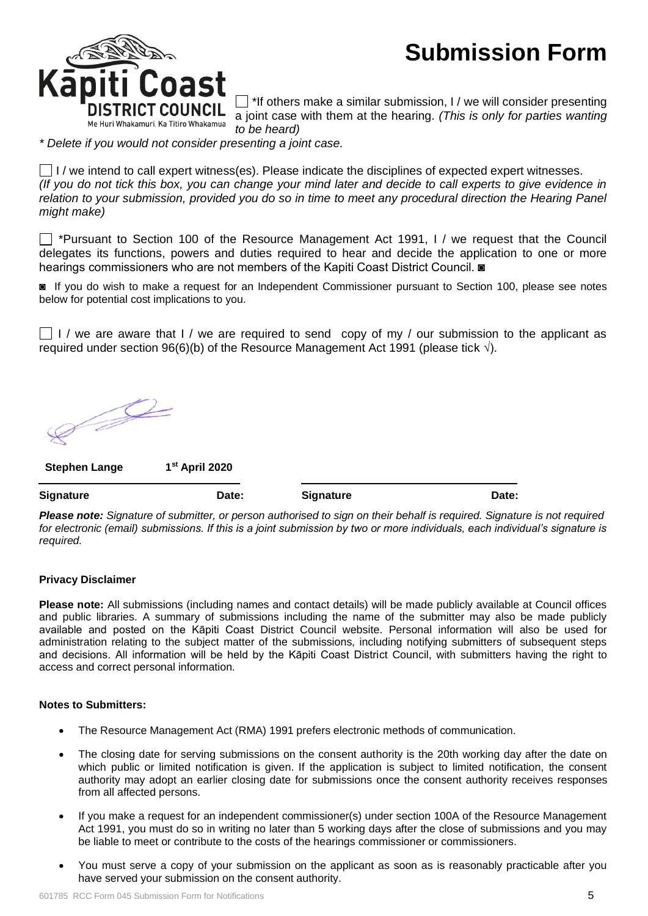# Submission Form

☐ *If others make a similar submission, I / we will consider presenting a joint case with them at the hearing. *(This is only for parties wanting to be heard)*

** Delete if you would not consider presenting a joint case.*

☐ I / we intend to call expert witness(es). Please indicate the disciplines of expected expert witnesses. *(If you do not tick this box, you can change your mind later and decide to call experts to give evidence in relation to your submission, provided you do so in time to meet any procedural direction the Hearing Panel might make)*

☐ *Pursuant to Section 100 of the Resource Management Act 1991, I / we request that the Council delegates its functions, powers and duties required to hear and decide the application to one or more hearings commissioners who are not members of the Kapiti Coast District Council. ◙

◙ If you do wish to make a request for an Independent Commissioner pursuant to Section 100, please see notes below for potential cost implications to you.

☐ I / we are aware that I / we are required to send copy of my / our submission to the applicant as required under section 96(6)(b) of the Resource Management Act 1991 (please tick √).

| **Stephen Lange** | **1st April 2020** | | |
|---|---|---|---|
| **Signature** | **Date:** | **Signature** | **Date:** |

***Please note:*** *Signature of submitter, or person authorised to sign on their behalf is required. Signature is not required for electronic (email) submissions. If this is a joint submission by two or more individuals, each individual's signature is required.*

**Privacy Disclaimer**

**Please note:** All submissions (including names and contact details) will be made publicly available at Council offices and public libraries. A summary of submissions including the name of the submitter may also be made publicly available and posted on the Kāpiti Coast District Council website. Personal information will also be used for administration relating to the subject matter of the submissions, including notifying submitters of subsequent steps and decisions. All information will be held by the Kāpiti Coast District Council, with submitters having the right to access and correct personal information.

**Notes to Submitters:**

- The Resource Management Act (RMA) 1991 prefers electronic methods of communication.
- The closing date for serving submissions on the consent authority is the 20th working day after the date on which public or limited notification is given. If the application is subject to limited notification, the consent authority may adopt an earlier closing date for submissions once the consent authority receives responses from all affected persons.
- If you make a request for an independent commissioner(s) under section 100A of the Resource Management Act 1991, you must do so in writing no later than 5 working days after the close of submissions and you may be liable to meet or contribute to the costs of the hearings commissioner or commissioners.
- You must serve a copy of your submission on the applicant as soon as is reasonably practicable after you have served your submission on the consent authority.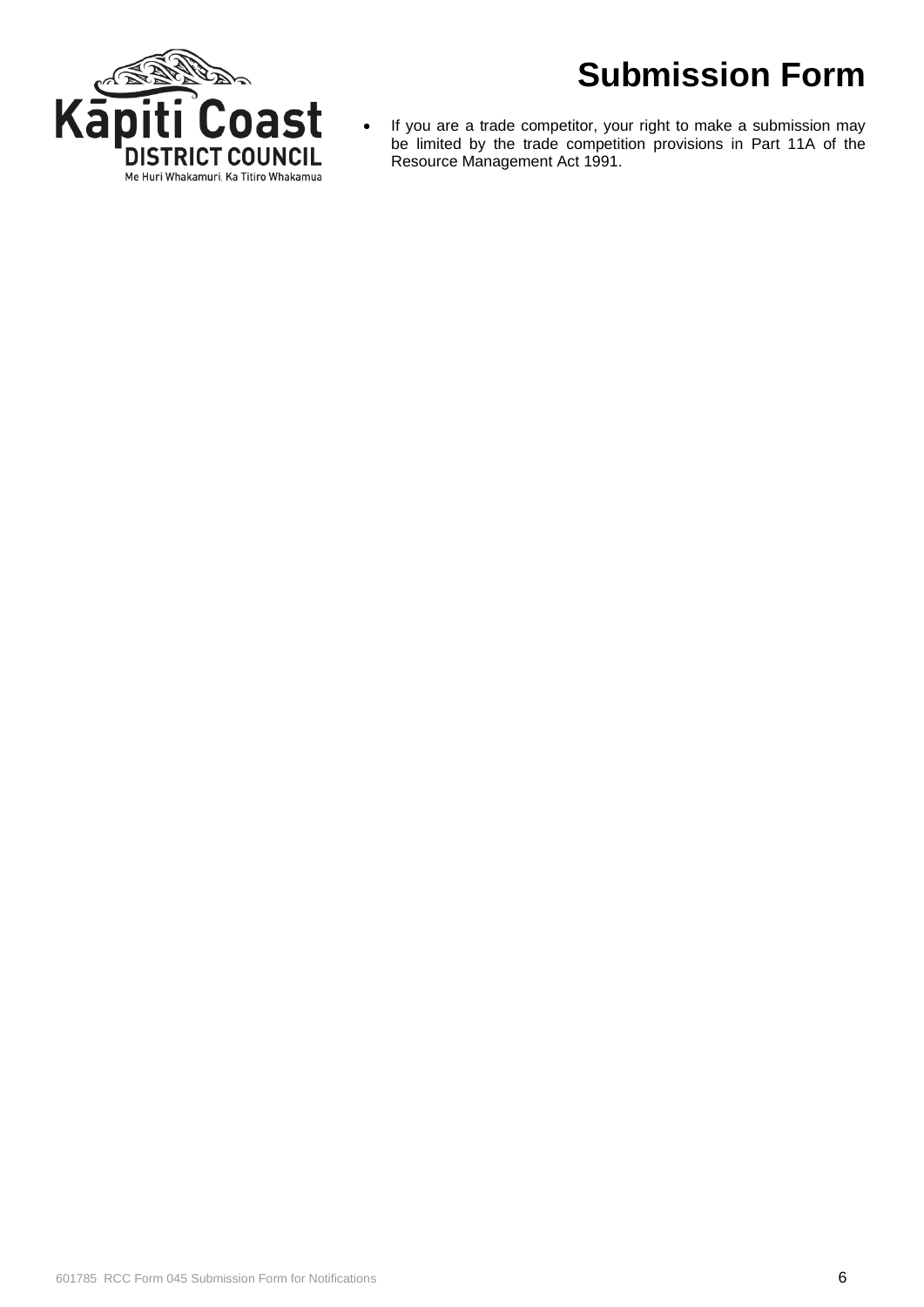Kāpiti Coast DISTRICT COUNCIL
Me Huri Whakamuri, Ka Titiro Whakamua

# Submission Form

- If you are a trade competitor, your right to make a submission may be limited by the trade competition provisions in Part 11A of the Resource Management Act 1991.